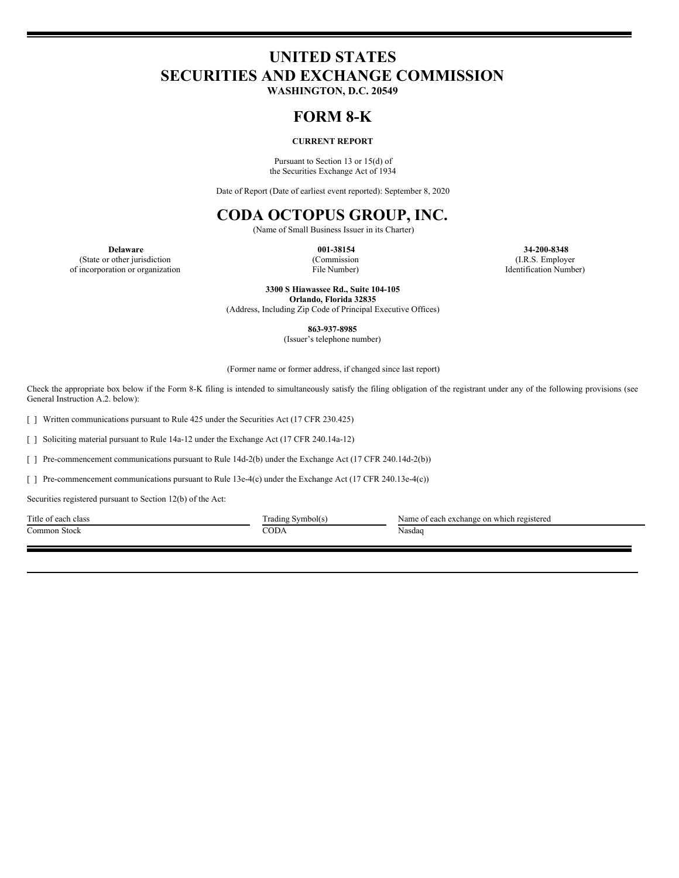# UNITED STATES
# SECURITIES AND EXCHANGE COMMISSION
**WASHINGTON, D.C. 20549**

# FORM 8-K

**CURRENT REPORT**

Pursuant to Section 13 or 15(d) of
the Securities Exchange Act of 1934

Date of Report (Date of earliest event reported): September 8, 2020

# CODA OCTOPUS GROUP, INC.

(Name of Small Business Issuer in its Charter)

| **Delaware** | **001-38154** | **34-200-8348** |
|---|---|---|
| (State or other jurisdiction of incorporation or organization) | (Commission File Number) | (I.R.S. Employer Identification Number) |

**3300 S Hiawassee Rd., Suite 104-105**
**Orlando, Florida 32835**
(Address, Including Zip Code of Principal Executive Offices)

**863-937-8985**
(Issuer's telephone number)

(Former name or former address, if changed since last report)

Check the appropriate box below if the Form 8-K filing is intended to simultaneously satisfy the filing obligation of the registrant under any of the following provisions (see General Instruction A.2. below):

[ ] Written communications pursuant to Rule 425 under the Securities Act (17 CFR 230.425)

[ ] Soliciting material pursuant to Rule 14a-12 under the Exchange Act (17 CFR 240.14a-12)

[ ] Pre-commencement communications pursuant to Rule 14d-2(b) under the Exchange Act (17 CFR 240.14d-2(b))

[ ] Pre-commencement communications pursuant to Rule 13e-4(c) under the Exchange Act (17 CFR 240.13e-4(c))

Securities registered pursuant to Section 12(b) of the Act:

| Title of each class | Trading Symbol(s) | Name of each exchange on which registered |
|---|---|---|
| Common Stock | CODA | Nasdaq |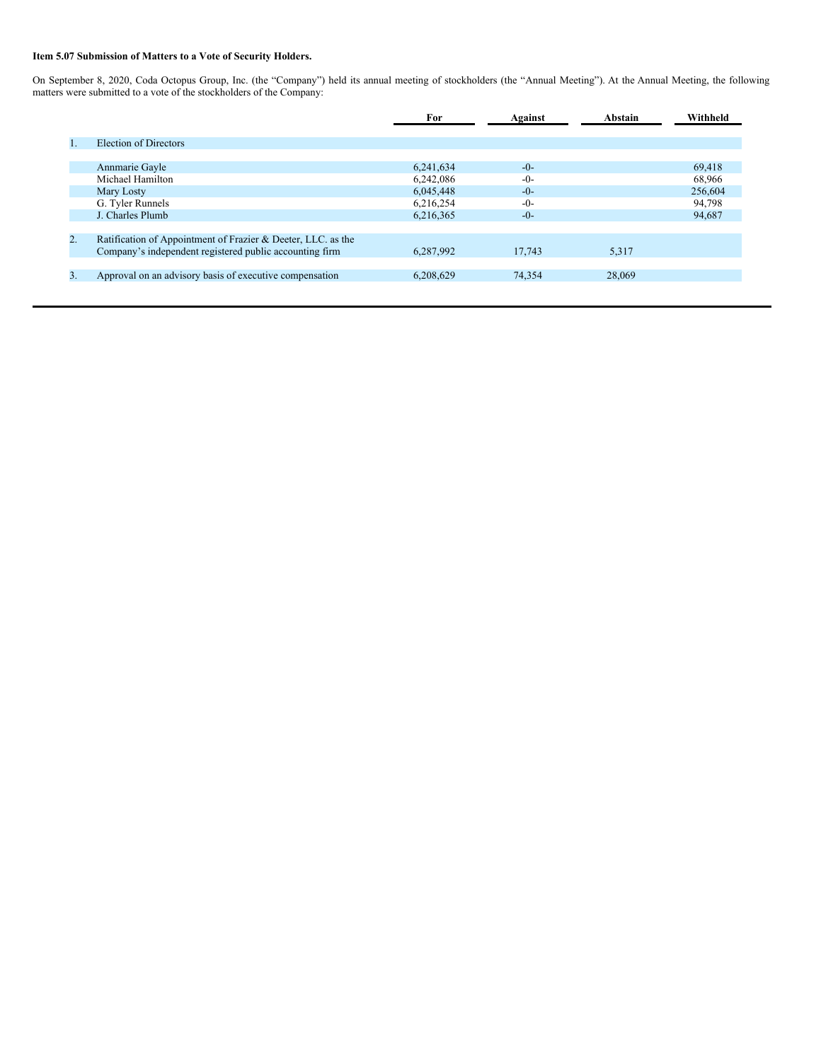**Item 5.07 Submission of Matters to a Vote of Security Holders.**

On September 8, 2020, Coda Octopus Group, Inc. (the "Company") held its annual meeting of stockholders (the "Annual Meeting"). At the Annual Meeting, the following matters were submitted to a vote of the stockholders of the Company:

| | | For | Against | Abstain | Withheld |
|---|---|---|---|---|---|
| 1. | Election of Directors | | | | |
| | Annmarie Gayle | 6,241,634 | -0- | | 69,418 |
| | Michael Hamilton | 6,242,086 | -0- | | 68,966 |
| | Mary Losty | 6,045,448 | -0- | | 256,604 |
| | G. Tyler Runnels | 6,216,254 | -0- | | 94,798 |
| | J. Charles Plumb | 6,216,365 | -0- | | 94,687 |
| 2. | Ratification of Appointment of Frazier & Deeter, LLC. as the Company's independent registered public accounting firm | 6,287,992 | 17,743 | 5,317 | |
| 3. | Approval on an advisory basis of executive compensation | 6,208,629 | 74,354 | 28,069 | |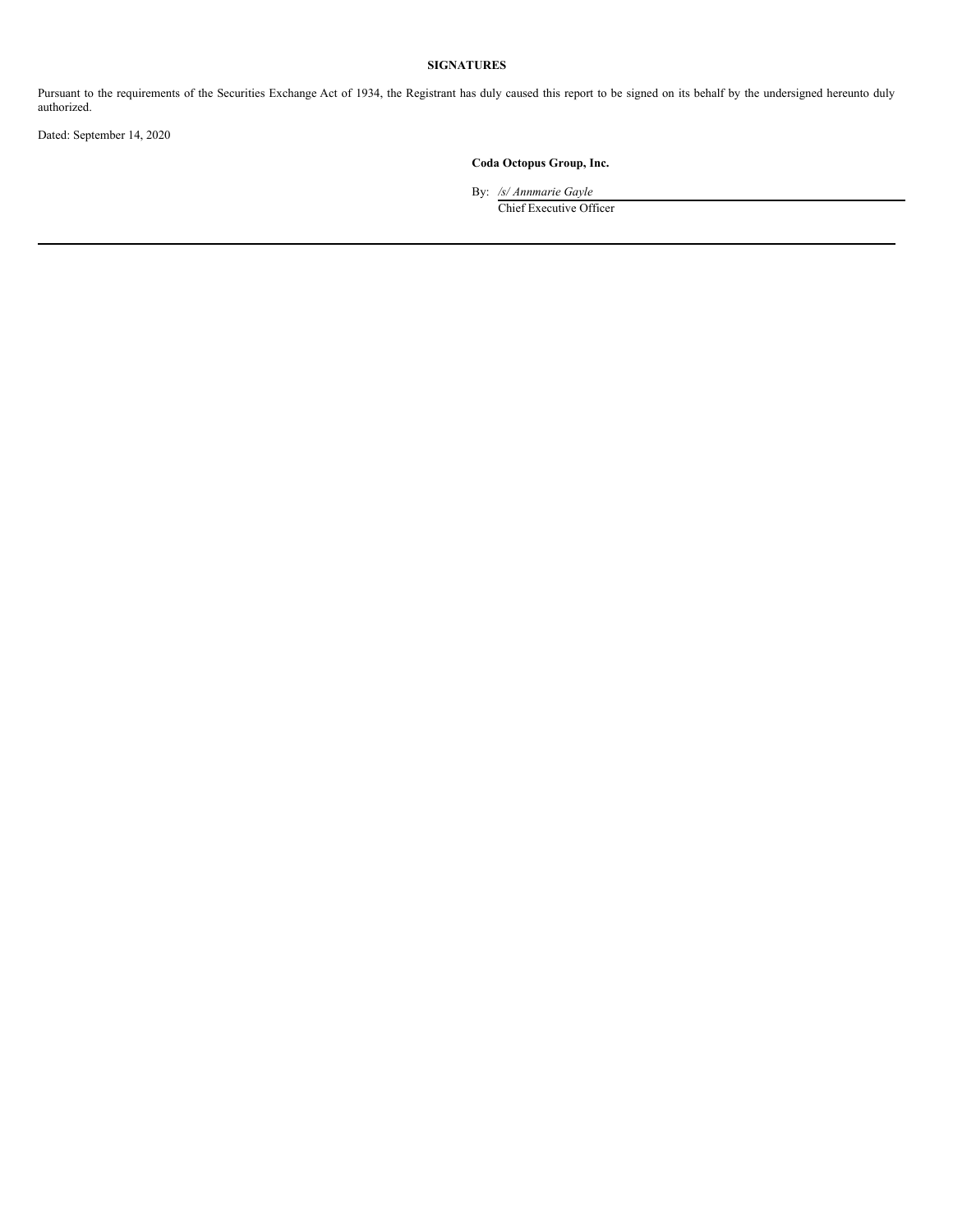**SIGNATURES**

Pursuant to the requirements of the Securities Exchange Act of 1934, the Registrant has duly caused this report to be signed on its behalf by the undersigned hereunto duly authorized.

Dated: September 14, 2020

**Coda Octopus Group, Inc.**

By: */s/ Annmarie Gayle*
Chief Executive Officer